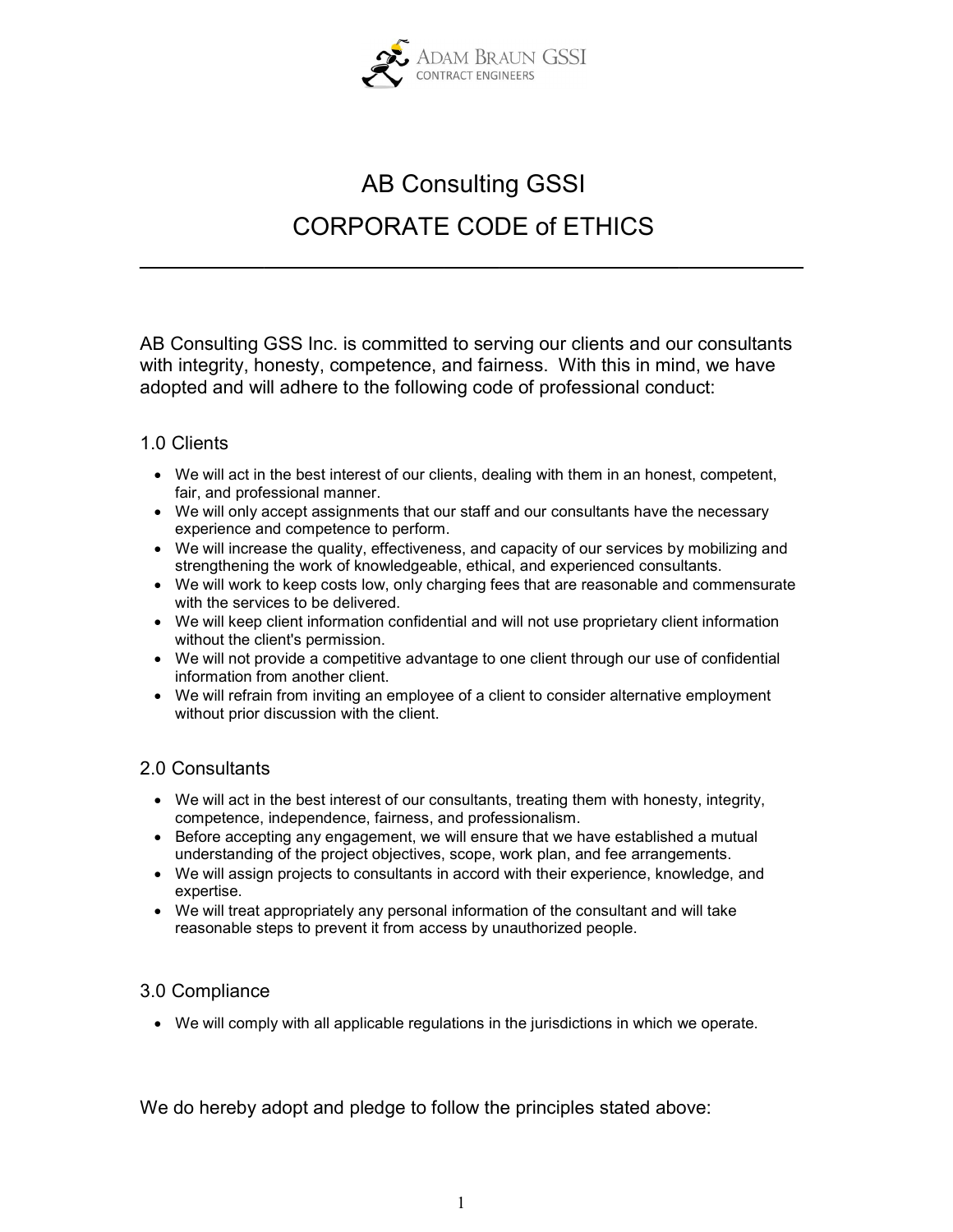# AB Consulting GSSI

# CORPORATE CODE of ETHICS

---

AB Consulting GSS Inc. is committed to serving our clients and our consultants with integrity, honesty, competence, and fairness. With this in mind, we have adopted and will adhere to the following code of professional conduct:

## 1.0 Clients

- We will act in the best interest of our clients, dealing with them in an honest, competent, fair, and professional manner.
- We will only accept assignments that our staff and our consultants have the necessary experience and competence to perform.
- We will increase the quality, effectiveness, and capacity of our services by mobilizing and strengthening the work of knowledgeable, ethical, and experienced consultants.
- We will work to keep costs low, only charging fees that are reasonable and commensurate with the services to be delivered.
- We will keep client information confidential and will not use proprietary client information without the client's permission.
- We will not provide a competitive advantage to one client through our use of confidential information from another client.
- We will refrain from inviting an employee of a client to consider alternative employment without prior discussion with the client.

## 2.0 Consultants

- We will act in the best interest of our consultants, treating them with honesty, integrity, competence, independence, fairness, and professionalism.
- Before accepting any engagement, we will ensure that we have established a mutual understanding of the project objectives, scope, work plan, and fee arrangements.
- We will assign projects to consultants in accord with their experience, knowledge, and expertise.
- We will treat appropriately any personal information of the consultant and will take reasonable steps to prevent it from access by unauthorized people.

## 3.0 Compliance

- We will comply with all applicable regulations in the jurisdictions in which we operate.

We do hereby adopt and pledge to follow the principles stated above: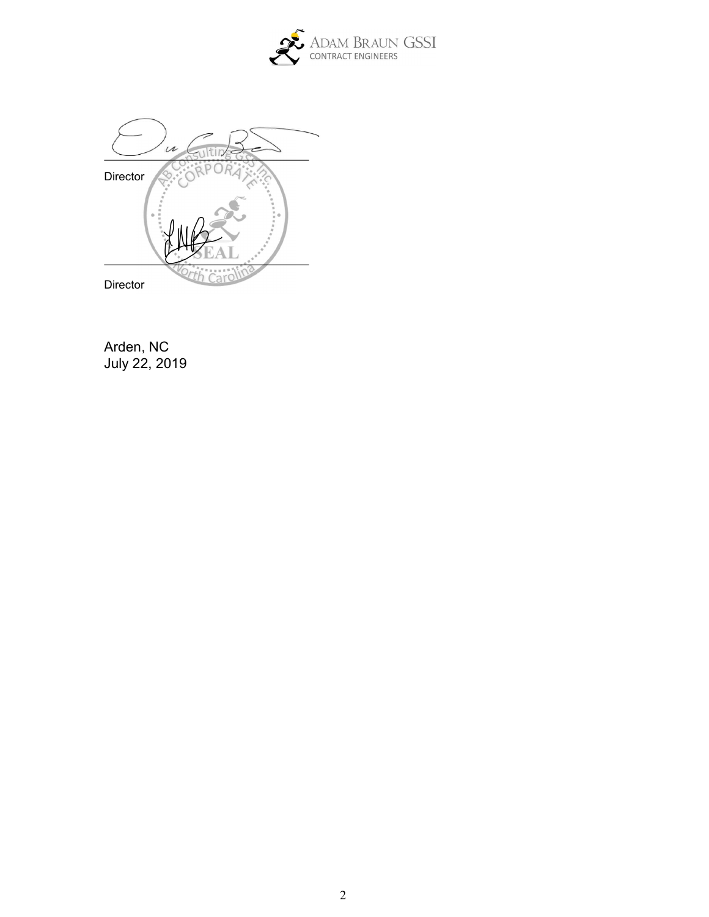Director

Director

Arden, NC
July 22, 2019